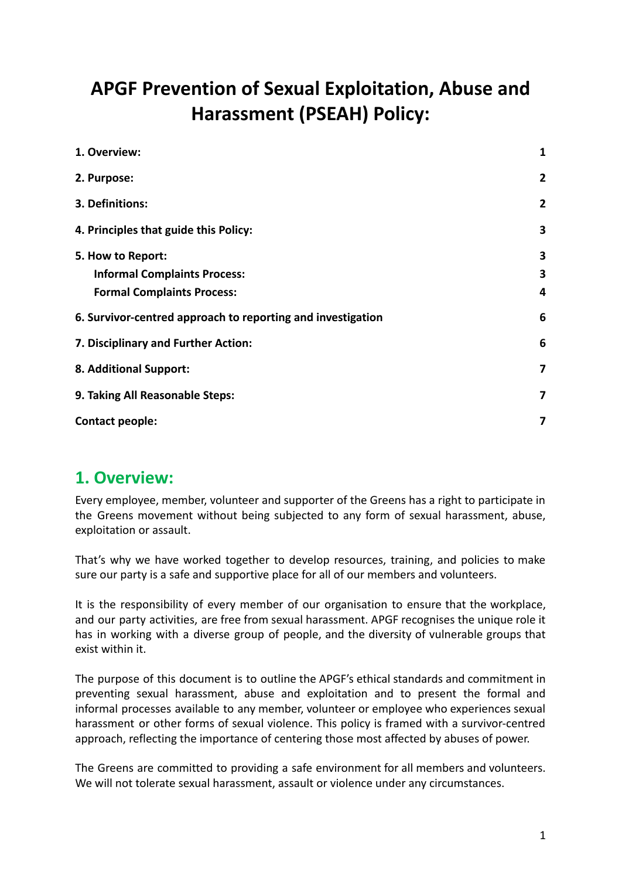# APGF Prevention of Sexual Exploitation, Abuse and Harassment (PSEAH) Policy:

| | |
|---|---|
| **1. Overview:** | **1** |
| **2. Purpose:** | **2** |
| **3. Definitions:** | **2** |
| **4. Principles that guide this Policy:** | **3** |
| **5. How to Report:** | **3** |
| **Informal Complaints Process:** | **3** |
| **Formal Complaints Process:** | **4** |
| **6. Survivor-centred approach to reporting and investigation** | **6** |
| **7. Disciplinary and Further Action:** | **6** |
| **8. Additional Support:** | **7** |
| **9. Taking All Reasonable Steps:** | **7** |
| **Contact people:** | **7** |

## 1. Overview:

Every employee, member, volunteer and supporter of the Greens has a right to participate in the Greens movement without being subjected to any form of sexual harassment, abuse, exploitation or assault.

That's why we have worked together to develop resources, training, and policies to make sure our party is a safe and supportive place for all of our members and volunteers.

It is the responsibility of every member of our organisation to ensure that the workplace, and our party activities, are free from sexual harassment. APGF recognises the unique role it has in working with a diverse group of people, and the diversity of vulnerable groups that exist within it.

The purpose of this document is to outline the APGF's ethical standards and commitment in preventing sexual harassment, abuse and exploitation and to present the formal and informal processes available to any member, volunteer or employee who experiences sexual harassment or other forms of sexual violence. This policy is framed with a survivor-centred approach, reflecting the importance of centering those most affected by abuses of power.

The Greens are committed to providing a safe environment for all members and volunteers. We will not tolerate sexual harassment, assault or violence under any circumstances.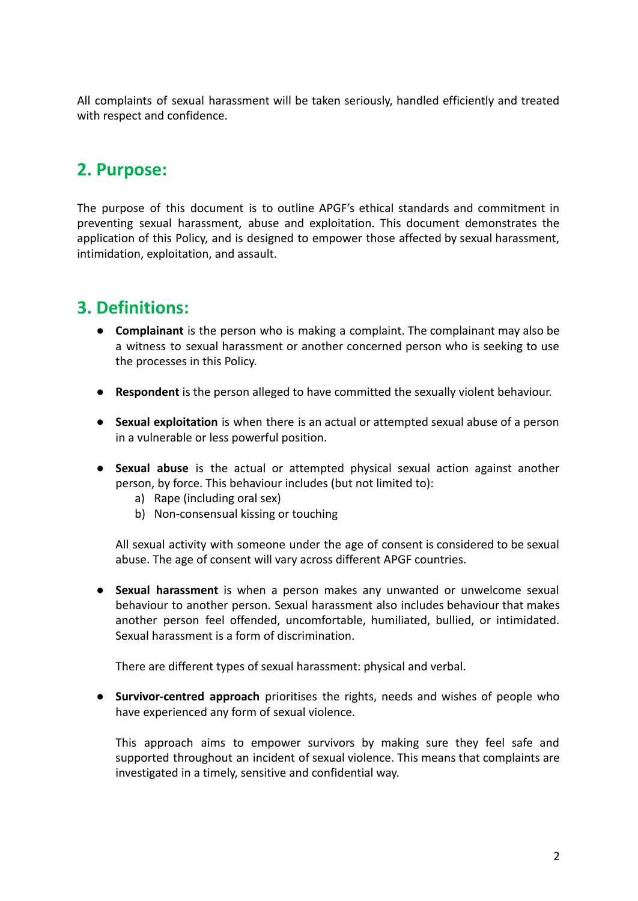All complaints of sexual harassment will be taken seriously, handled efficiently and treated with respect and confidence.

## 2. Purpose:

The purpose of this document is to outline APGF's ethical standards and commitment in preventing sexual harassment, abuse and exploitation. This document demonstrates the application of this Policy, and is designed to empower those affected by sexual harassment, intimidation, exploitation, and assault.

## 3. Definitions:

- **Complainant** is the person who is making a complaint. The complainant may also be a witness to sexual harassment or another concerned person who is seeking to use the processes in this Policy.

- **Respondent** is the person alleged to have committed the sexually violent behaviour.

- **Sexual exploitation** is when there is an actual or attempted sexual abuse of a person in a vulnerable or less powerful position.

- **Sexual abuse** is the actual or attempted physical sexual action against another person, by force. This behaviour includes (but not limited to):
  a) Rape (including oral sex)
  b) Non-consensual kissing or touching

  All sexual activity with someone under the age of consent is considered to be sexual abuse. The age of consent will vary across different APGF countries.

- **Sexual harassment** is when a person makes any unwanted or unwelcome sexual behaviour to another person. Sexual harassment also includes behaviour that makes another person feel offended, uncomfortable, humiliated, bullied, or intimidated. Sexual harassment is a form of discrimination.

  There are different types of sexual harassment: physical and verbal.

- **Survivor-centred approach** prioritises the rights, needs and wishes of people who have experienced any form of sexual violence.

  This approach aims to empower survivors by making sure they feel safe and supported throughout an incident of sexual violence. This means that complaints are investigated in a timely, sensitive and confidential way.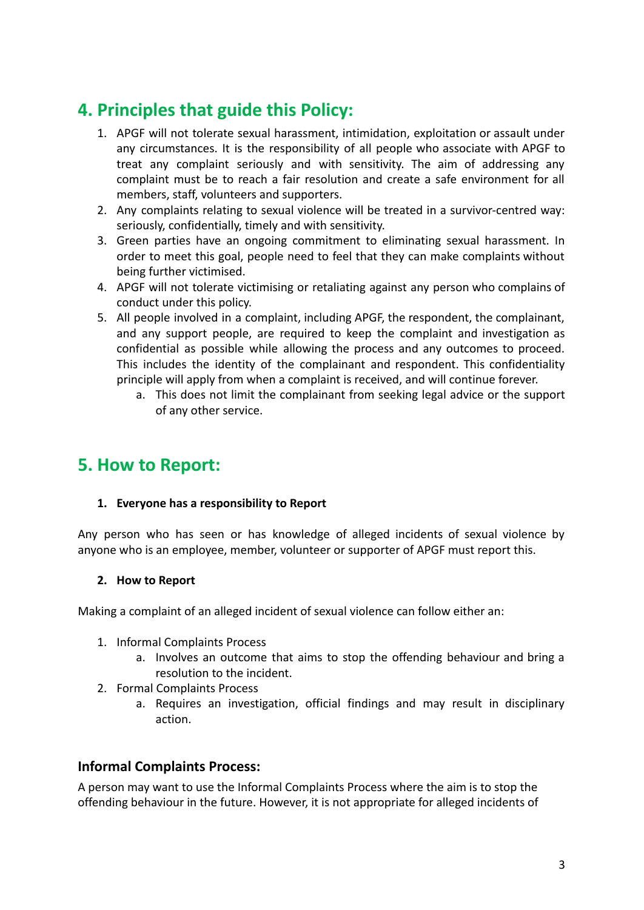## 4. Principles that guide this Policy:

1. APGF will not tolerate sexual harassment, intimidation, exploitation or assault under any circumstances. It is the responsibility of all people who associate with APGF to treat any complaint seriously and with sensitivity. The aim of addressing any complaint must be to reach a fair resolution and create a safe environment for all members, staff, volunteers and supporters.
2. Any complaints relating to sexual violence will be treated in a survivor-centred way: seriously, confidentially, timely and with sensitivity.
3. Green parties have an ongoing commitment to eliminating sexual harassment. In order to meet this goal, people need to feel that they can make complaints without being further victimised.
4. APGF will not tolerate victimising or retaliating against any person who complains of conduct under this policy.
5. All people involved in a complaint, including APGF, the respondent, the complainant, and any support people, are required to keep the complaint and investigation as confidential as possible while allowing the process and any outcomes to proceed. This includes the identity of the complainant and respondent. This confidentiality principle will apply from when a complaint is received, and will continue forever.
    a. This does not limit the complainant from seeking legal advice or the support of any other service.

## 5. How to Report:

**1. Everyone has a responsibility to Report**

Any person who has seen or has knowledge of alleged incidents of sexual violence by anyone who is an employee, member, volunteer or supporter of APGF must report this.

**2. How to Report**

Making a complaint of an alleged incident of sexual violence can follow either an:

1. Informal Complaints Process
    a. Involves an outcome that aims to stop the offending behaviour and bring a resolution to the incident.
2. Formal Complaints Process
    a. Requires an investigation, official findings and may result in disciplinary action.

### Informal Complaints Process:

A person may want to use the Informal Complaints Process where the aim is to stop the offending behaviour in the future. However, it is not appropriate for alleged incidents of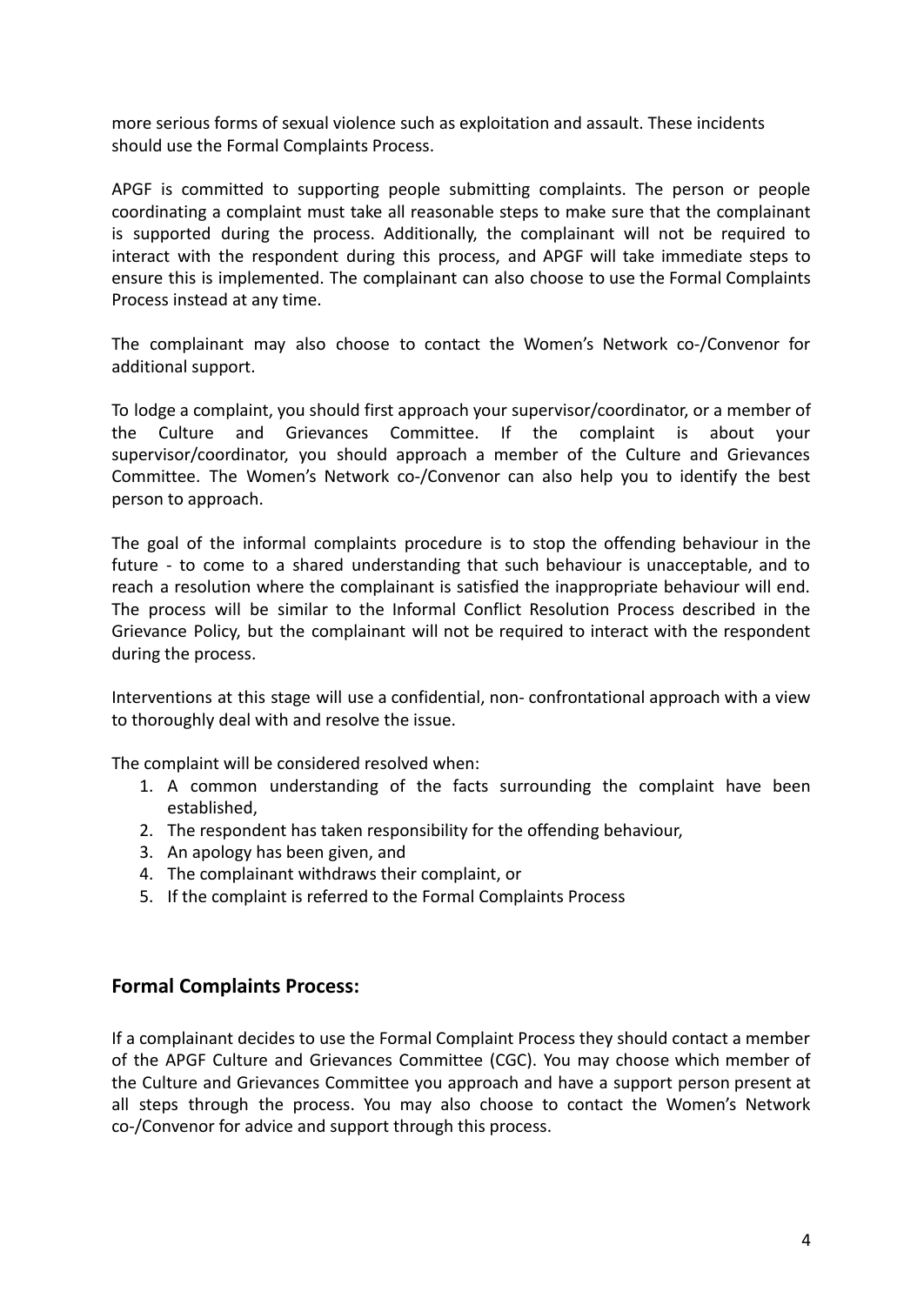more serious forms of sexual violence such as exploitation and assault. These incidents should use the Formal Complaints Process.

APGF is committed to supporting people submitting complaints. The person or people coordinating a complaint must take all reasonable steps to make sure that the complainant is supported during the process. Additionally, the complainant will not be required to interact with the respondent during this process, and APGF will take immediate steps to ensure this is implemented. The complainant can also choose to use the Formal Complaints Process instead at any time.

The complainant may also choose to contact the Women's Network co-/Convenor for additional support.

To lodge a complaint, you should first approach your supervisor/coordinator, or a member of the Culture and Grievances Committee. If the complaint is about your supervisor/coordinator, you should approach a member of the Culture and Grievances Committee. The Women's Network co-/Convenor can also help you to identify the best person to approach.

The goal of the informal complaints procedure is to stop the offending behaviour in the future - to come to a shared understanding that such behaviour is unacceptable, and to reach a resolution where the complainant is satisfied the inappropriate behaviour will end. The process will be similar to the Informal Conflict Resolution Process described in the Grievance Policy, but the complainant will not be required to interact with the respondent during the process.

Interventions at this stage will use a confidential, non- confrontational approach with a view to thoroughly deal with and resolve the issue.

The complaint will be considered resolved when:

1. A common understanding of the facts surrounding the complaint have been established,
2. The respondent has taken responsibility for the offending behaviour,
3. An apology has been given, and
4. The complainant withdraws their complaint, or
5. If the complaint is referred to the Formal Complaints Process

## Formal Complaints Process:

If a complainant decides to use the Formal Complaint Process they should contact a member of the APGF Culture and Grievances Committee (CGC). You may choose which member of the Culture and Grievances Committee you approach and have a support person present at all steps through the process. You may also choose to contact the Women's Network co-/Convenor for advice and support through this process.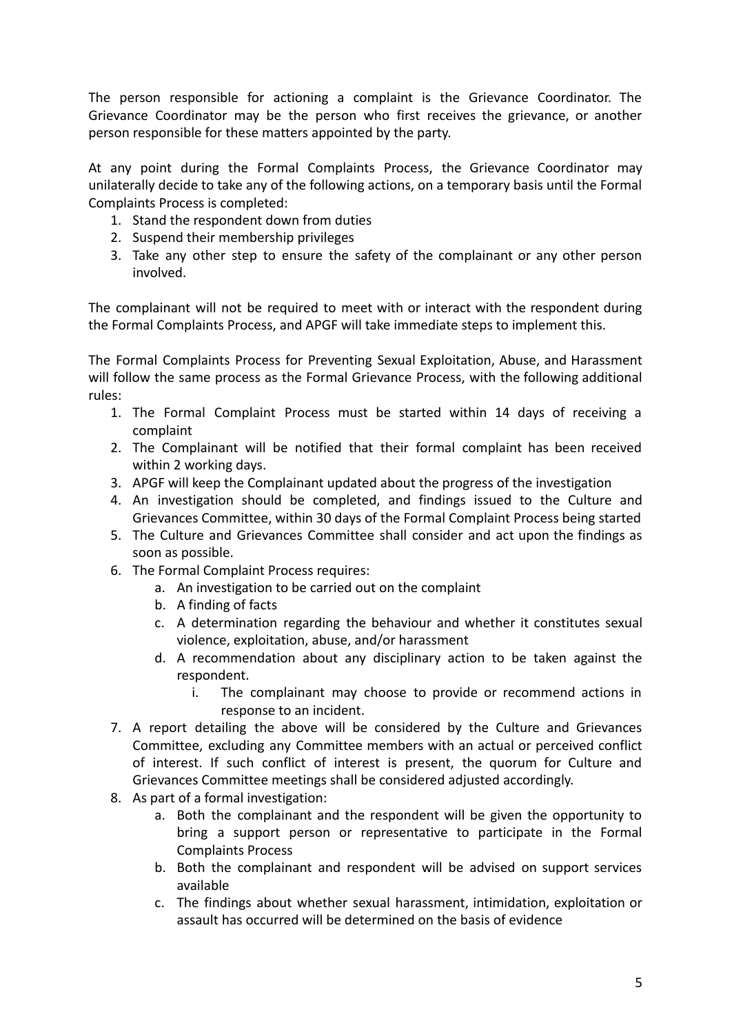The person responsible for actioning a complaint is the Grievance Coordinator. The Grievance Coordinator may be the person who first receives the grievance, or another person responsible for these matters appointed by the party.

At any point during the Formal Complaints Process, the Grievance Coordinator may unilaterally decide to take any of the following actions, on a temporary basis until the Formal Complaints Process is completed:

1. Stand the respondent down from duties
2. Suspend their membership privileges
3. Take any other step to ensure the safety of the complainant or any other person involved.

The complainant will not be required to meet with or interact with the respondent during the Formal Complaints Process, and APGF will take immediate steps to implement this.

The Formal Complaints Process for Preventing Sexual Exploitation, Abuse, and Harassment will follow the same process as the Formal Grievance Process, with the following additional rules:

1. The Formal Complaint Process must be started within 14 days of receiving a complaint
2. The Complainant will be notified that their formal complaint has been received within 2 working days.
3. APGF will keep the Complainant updated about the progress of the investigation
4. An investigation should be completed, and findings issued to the Culture and Grievances Committee, within 30 days of the Formal Complaint Process being started
5. The Culture and Grievances Committee shall consider and act upon the findings as soon as possible.
6. The Formal Complaint Process requires:
    a. An investigation to be carried out on the complaint
    b. A finding of facts
    c. A determination regarding the behaviour and whether it constitutes sexual violence, exploitation, abuse, and/or harassment
    d. A recommendation about any disciplinary action to be taken against the respondent.
        i. The complainant may choose to provide or recommend actions in response to an incident.
7. A report detailing the above will be considered by the Culture and Grievances Committee, excluding any Committee members with an actual or perceived conflict of interest. If such conflict of interest is present, the quorum for Culture and Grievances Committee meetings shall be considered adjusted accordingly.
8. As part of a formal investigation:
    a. Both the complainant and the respondent will be given the opportunity to bring a support person or representative to participate in the Formal Complaints Process
    b. Both the complainant and respondent will be advised on support services available
    c. The findings about whether sexual harassment, intimidation, exploitation or assault has occurred will be determined on the basis of evidence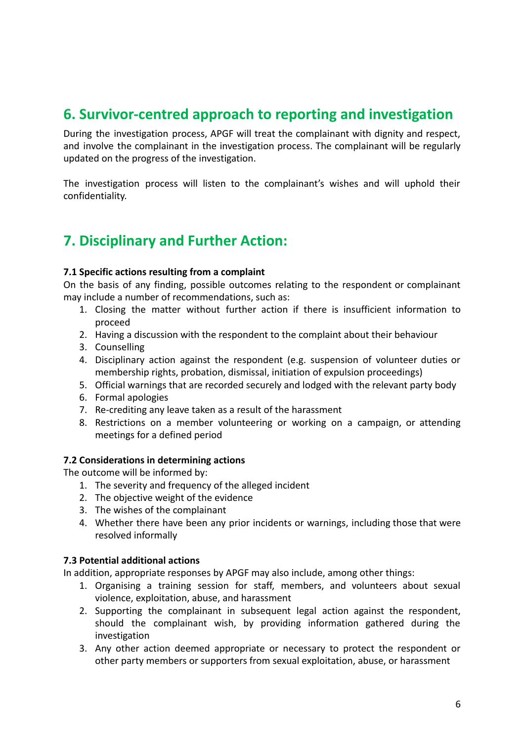## 6. Survivor-centred approach to reporting and investigation

During the investigation process, APGF will treat the complainant with dignity and respect, and involve the complainant in the investigation process. The complainant will be regularly updated on the progress of the investigation.

The investigation process will listen to the complainant's wishes and will uphold their confidentiality.

## 7. Disciplinary and Further Action:

**7.1 Specific actions resulting from a complaint**

On the basis of any finding, possible outcomes relating to the respondent or complainant may include a number of recommendations, such as:

1. Closing the matter without further action if there is insufficient information to proceed
2. Having a discussion with the respondent to the complaint about their behaviour
3. Counselling
4. Disciplinary action against the respondent (e.g. suspension of volunteer duties or membership rights, probation, dismissal, initiation of expulsion proceedings)
5. Official warnings that are recorded securely and lodged with the relevant party body
6. Formal apologies
7. Re-crediting any leave taken as a result of the harassment
8. Restrictions on a member volunteering or working on a campaign, or attending meetings for a defined period

**7.2 Considerations in determining actions**

The outcome will be informed by:

1. The severity and frequency of the alleged incident
2. The objective weight of the evidence
3. The wishes of the complainant
4. Whether there have been any prior incidents or warnings, including those that were resolved informally

**7.3 Potential additional actions**

In addition, appropriate responses by APGF may also include, among other things:

1. Organising a training session for staff, members, and volunteers about sexual violence, exploitation, abuse, and harassment
2. Supporting the complainant in subsequent legal action against the respondent, should the complainant wish, by providing information gathered during the investigation
3. Any other action deemed appropriate or necessary to protect the respondent or other party members or supporters from sexual exploitation, abuse, or harassment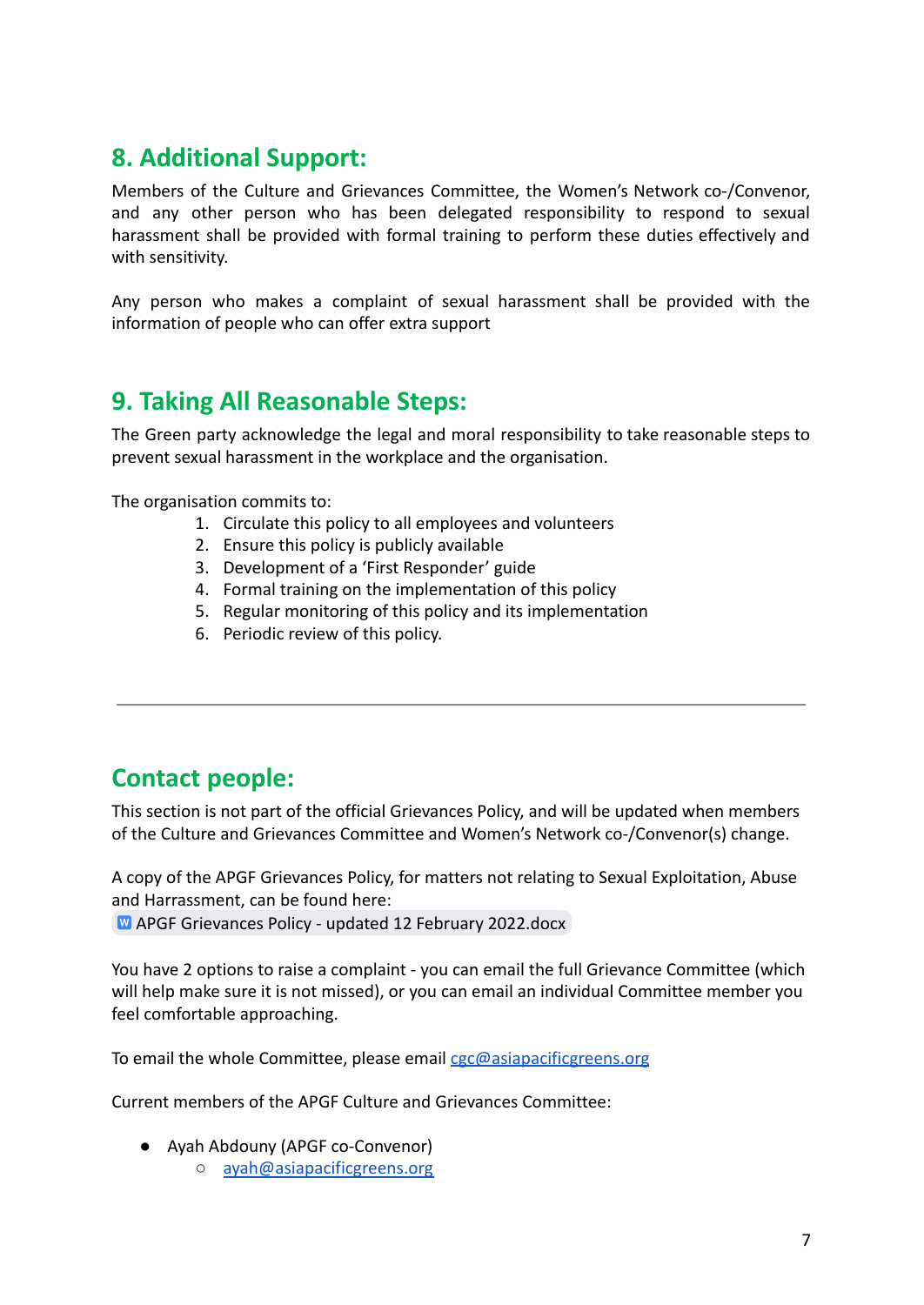## 8. Additional Support:

Members of the Culture and Grievances Committee, the Women's Network co-/Convenor, and any other person who has been delegated responsibility to respond to sexual harassment shall be provided with formal training to perform these duties effectively and with sensitivity.

Any person who makes a complaint of sexual harassment shall be provided with the information of people who can offer extra support

## 9. Taking All Reasonable Steps:

The Green party acknowledge the legal and moral responsibility to take reasonable steps to prevent sexual harassment in the workplace and the organisation.

The organisation commits to:

1. Circulate this policy to all employees and volunteers
2. Ensure this policy is publicly available
3. Development of a 'First Responder' guide
4. Formal training on the implementation of this policy
5. Regular monitoring of this policy and its implementation
6. Periodic review of this policy.

---

## Contact people:

This section is not part of the official Grievances Policy, and will be updated when members of the Culture and Grievances Committee and Women's Network co-/Convenor(s) change.

A copy of the APGF Grievances Policy, for matters not relating to Sexual Exploitation, Abuse and Harrassment, can be found here:
APGF Grievances Policy - updated 12 February 2022.docx

You have 2 options to raise a complaint - you can email the full Grievance Committee (which will help make sure it is not missed), or you can email an individual Committee member you feel comfortable approaching.

To email the whole Committee, please email cgc@asiapacificgreens.org

Current members of the APGF Culture and Grievances Committee:

- Ayah Abdouny (APGF co-Convenor)
  - ayah@asiapacificgreens.org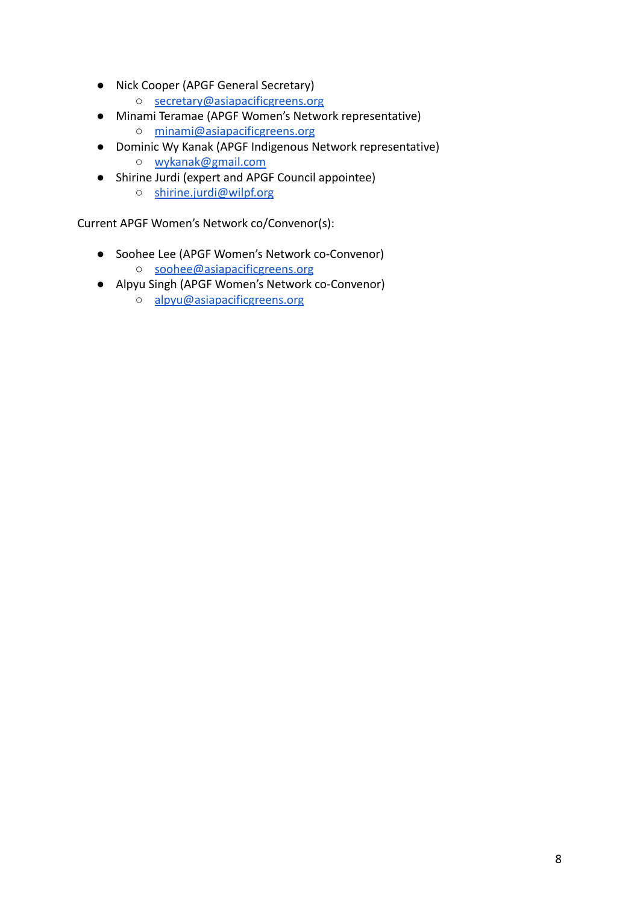- Nick Cooper (APGF General Secretary)
  - secretary@asiapacificgreens.org
- Minami Teramae (APGF Women's Network representative)
  - minami@asiapacificgreens.org
- Dominic Wy Kanak (APGF Indigenous Network representative)
  - wykanak@gmail.com
- Shirine Jurdi (expert and APGF Council appointee)
  - shirine.jurdi@wilpf.org

Current APGF Women's Network co/Convenor(s):

- Soohee Lee (APGF Women's Network co-Convenor)
  - soohee@asiapacificgreens.org
- Alpyu Singh (APGF Women's Network co-Convenor)
  - alpyu@asiapacificgreens.org